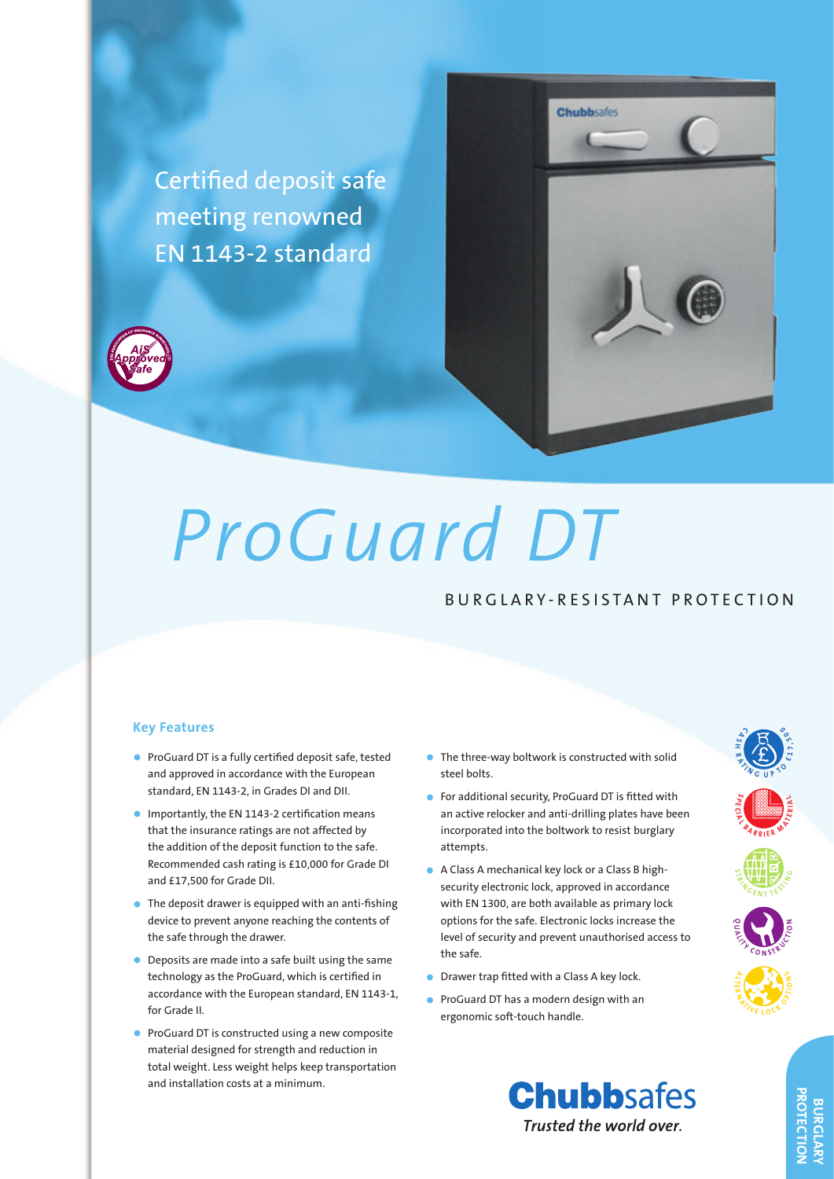Certified deposit safe meeting renowned EN 1143-2 standard

# ProGuard DT

BURGLARY-RESISTANT PROTECTION

### Key Features

- ProGuard DT is a fully certified deposit safe, tested and approved in accordance with the European standard, EN 1143-2, in Grades DI and DII.
- Importantly, the EN 1143-2 certification means that the insurance ratings are not affected by the addition of the deposit function to the safe. Recommended cash rating is £10,000 for Grade DI and £17,500 for Grade DII.
- The deposit drawer is equipped with an anti-fishing device to prevent anyone reaching the contents of the safe through the drawer.
- Deposits are made into a safe built using the same technology as the ProGuard, which is certified in accordance with the European standard, EN 1143-1, for Grade II.
- ProGuard DT is constructed using a new composite material designed for strength and reduction in total weight. Less weight helps keep transportation and installation costs at a minimum.
- The three-way boltwork is constructed with solid steel bolts.
- For additional security, ProGuard DT is fitted with an active relocker and anti-drilling plates have been incorporated into the boltwork to resist burglary attempts.
- A Class A mechanical key lock or a Class B high-security electronic lock, approved in accordance with EN 1300, are both available as primary lock options for the safe. Electronic locks increase the level of security and prevent unauthorised access to the safe.
- Drawer trap fitted with a Class A key lock.
- ProGuard DT has a modern design with an ergonomic soft-touch handle.

CASH RATING UP TO £17,500

SPECIAL BARRIER MATERIAL

STRINGENT TESTING

QUALITY CONSTRUCTION

ALTERNATIVE LOCK OPTIONS

**Chubbsafes**
*Trusted the world over.*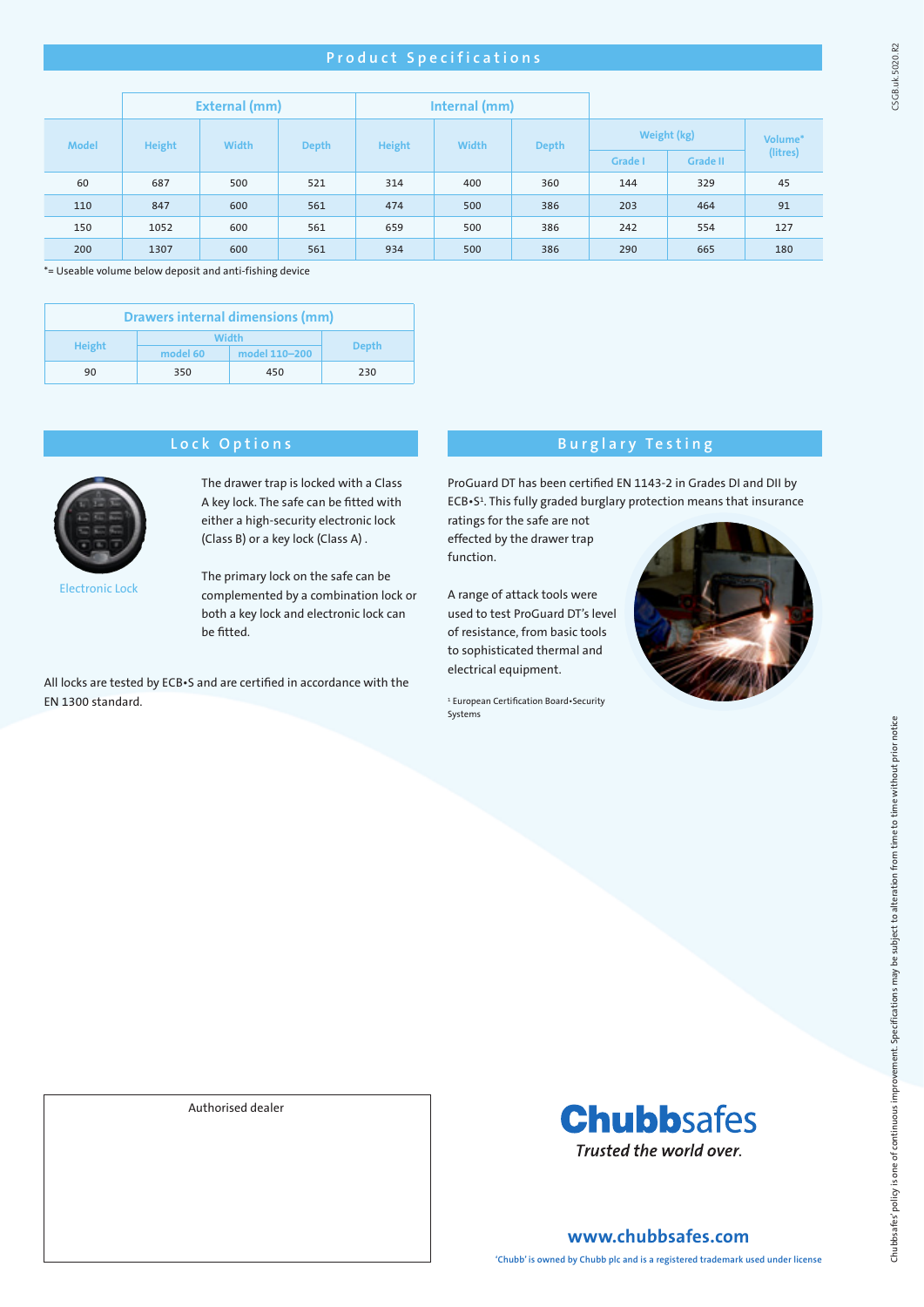## Product Specifications

| Model | External (mm) | | | Internal (mm) | | | Weight (kg) | | Volume* (litres) |
|---|---|---|---|---|---|---|---|---|---|
| | Height | Width | Depth | Height | Width | Depth | Grade I | Grade II | |
| 60 | 687 | 500 | 521 | 314 | 400 | 360 | 144 | 329 | 45 |
| 110 | 847 | 600 | 561 | 474 | 500 | 386 | 203 | 464 | 91 |
| 150 | 1052 | 600 | 561 | 659 | 500 | 386 | 242 | 554 | 127 |
| 200 | 1307 | 600 | 561 | 934 | 500 | 386 | 290 | 665 | 180 |

*= Useable volume below deposit and anti-fishing device

| Drawers internal dimensions (mm) | | | |
|---|---|---|---|
| Height | Width | | Depth |
| | model 60 | model 110–200 | |
| 90 | 350 | 450 | 230 |

## Lock Options

Electronic Lock

The drawer trap is locked with a Class A key lock. The safe can be fitted with either a high-security electronic lock (Class B) or a key lock (Class A) .

The primary lock on the safe can be complemented by a combination lock or both a key lock and electronic lock can be fitted.

All locks are tested by ECB•S and are certified in accordance with the EN 1300 standard.

## Burglary Testing

ProGuard DT has been certified EN 1143-2 in Grades DI and DII by ECB•S[1]. This fully graded burglary protection means that insurance ratings for the safe are not effected by the drawer trap function.

A range of attack tools were used to test ProGuard DT's level of resistance, from basic tools to sophisticated thermal and electrical equipment.

[1] European Certification Board•Security Systems

Authorised dealer

**Chubbsafes**

*Trusted the world over.*

www.chubbsafes.com

'Chubb' is owned by Chubb plc and is a registered trademark used under license

Chubbsafes' policy is one of continuous improvement. Specifications may be subject to alteration from time to time without prior notice

CSGB.uk.5020.R2